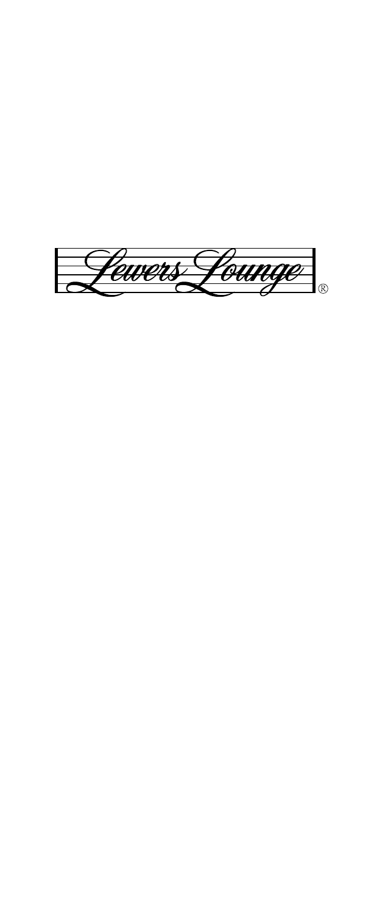Lewers Lounge®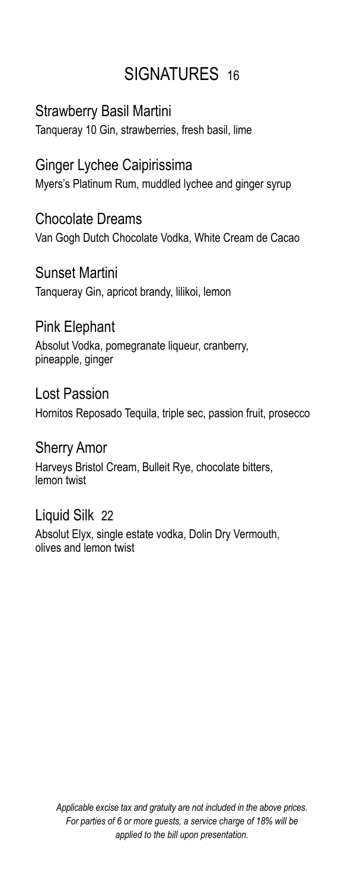# SIGNATURES 16

### Strawberry Basil Martini
Tanqueray 10 Gin, strawberries, fresh basil, lime

### Ginger Lychee Caipirissima
Myers's Platinum Rum, muddled lychee and ginger syrup

### Chocolate Dreams
Van Gogh Dutch Chocolate Vodka, White Cream de Cacao

### Sunset Martini
Tanqueray Gin, apricot brandy, lilikoi, lemon

### Pink Elephant
Absolut Vodka, pomegranate liqueur, cranberry, pineapple, ginger

### Lost Passion
Hornitos Reposado Tequila, triple sec, passion fruit, prosecco

### Sherry Amor
Harveys Bristol Cream, Bulleit Rye, chocolate bitters, lemon twist

### Liquid Silk 22
Absolut Elyx, single estate vodka, Dolin Dry Vermouth, olives and lemon twist

*Applicable excise tax and gratuity are not included in the above prices. For parties of 6 or more guests, a service charge of 18% will be applied to the bill upon presentation.*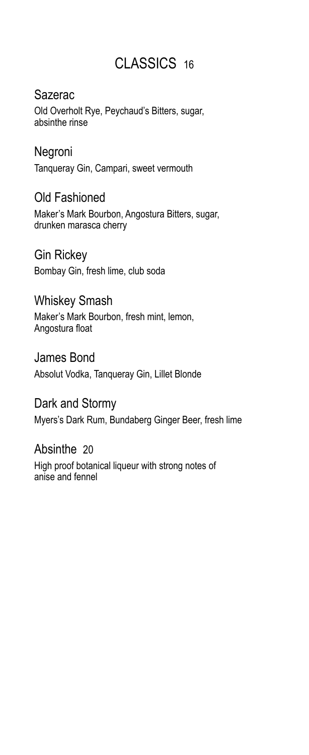# CLASSICS 16

## Sazerac

Old Overholt Rye, Peychaud's Bitters, sugar, absinthe rinse

## Negroni

Tanqueray Gin, Campari, sweet vermouth

## Old Fashioned

Maker's Mark Bourbon, Angostura Bitters, sugar, drunken marasca cherry

## Gin Rickey

Bombay Gin, fresh lime, club soda

## Whiskey Smash

Maker's Mark Bourbon, fresh mint, lemon, Angostura float

## James Bond

Absolut Vodka, Tanqueray Gin, Lillet Blonde

## Dark and Stormy

Myers's Dark Rum, Bundaberg Ginger Beer, fresh lime

## Absinthe 20

High proof botanical liqueur with strong notes of anise and fennel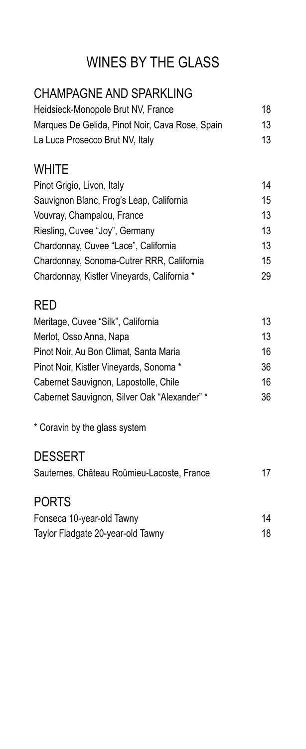# WINES BY THE GLASS

## CHAMPAGNE AND SPARKLING

| | |
|---|---|
| Heidsieck-Monopole Brut NV, France | 18 |
| Marques De Gelida, Pinot Noir, Cava Rose, Spain | 13 |
| La Luca Prosecco Brut NV, Italy | 13 |

## WHITE

| | |
|---|---|
| Pinot Grigio, Livon, Italy | 14 |
| Sauvignon Blanc, Frog's Leap, California | 15 |
| Vouvray, Champalou, France | 13 |
| Riesling, Cuvee "Joy", Germany | 13 |
| Chardonnay, Cuvee "Lace", California | 13 |
| Chardonnay, Sonoma-Cutrer RRR, California | 15 |
| Chardonnay, Kistler Vineyards, California * | 29 |

## RED

| | |
|---|---|
| Meritage, Cuvee "Silk", California | 13 |
| Merlot, Osso Anna, Napa | 13 |
| Pinot Noir, Au Bon Climat, Santa Maria | 16 |
| Pinot Noir, Kistler Vineyards, Sonoma * | 36 |
| Cabernet Sauvignon, Lapostolle, Chile | 16 |
| Cabernet Sauvignon, Silver Oak "Alexander" * | 36 |

* Coravin by the glass system

## DESSERT

| | |
|---|---|
| Sauternes, Château Roûmieu-Lacoste, France | 17 |

## PORTS

| | |
|---|---|
| Fonseca 10-year-old Tawny | 14 |
| Taylor Fladgate 20-year-old Tawny | 18 |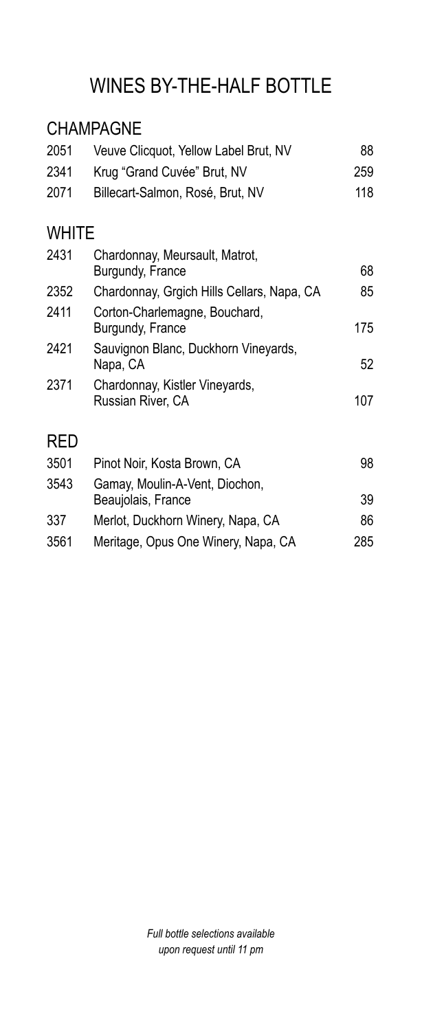# WINES BY-THE-HALF BOTTLE

## CHAMPAGNE

| | | |
|---|---|---|
| 2051 | Veuve Clicquot, Yellow Label Brut, NV | 88 |
| 2341 | Krug "Grand Cuvée" Brut, NV | 259 |
| 2071 | Billecart-Salmon, Rosé, Brut, NV | 118 |

## WHITE

| | | |
|---|---|---|
| 2431 | Chardonnay, Meursault, Matrot, Burgundy, France | 68 |
| 2352 | Chardonnay, Grgich Hills Cellars, Napa, CA | 85 |
| 2411 | Corton-Charlemagne, Bouchard, Burgundy, France | 175 |
| 2421 | Sauvignon Blanc, Duckhorn Vineyards, Napa, CA | 52 |
| 2371 | Chardonnay, Kistler Vineyards, Russian River, CA | 107 |

## RED

| | | |
|---|---|---|
| 3501 | Pinot Noir, Kosta Brown, CA | 98 |
| 3543 | Gamay, Moulin-A-Vent, Diochon, Beaujolais, France | 39 |
| 337 | Merlot, Duckhorn Winery, Napa, CA | 86 |
| 3561 | Meritage, Opus One Winery, Napa, CA | 285 |

*Full bottle selections available upon request until 11 pm*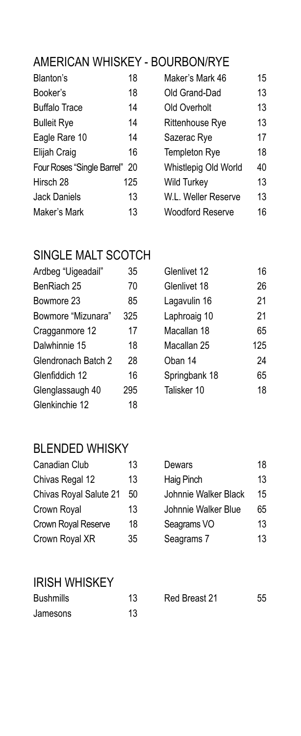## AMERICAN WHISKEY - BOURBON/RYE

| | | | |
|---|---|---|---|
| Blanton's | 18 | Maker's Mark 46 | 15 |
| Booker's | 18 | Old Grand-Dad | 13 |
| Buffalo Trace | 14 | Old Overholt | 13 |
| Bulleit Rye | 14 | Rittenhouse Rye | 13 |
| Eagle Rare 10 | 14 | Sazerac Rye | 17 |
| Elijah Craig | 16 | Templeton Rye | 18 |
| Four Roses "Single Barrel" | 20 | Whistlepig Old World | 40 |
| Hirsch 28 | 125 | Wild Turkey | 13 |
| Jack Daniels | 13 | W.L. Weller Reserve | 13 |
| Maker's Mark | 13 | Woodford Reserve | 16 |

## SINGLE MALT SCOTCH

| | | | |
|---|---|---|---|
| Ardbeg "Uigeadail" | 35 | Glenlivet 12 | 16 |
| BenRiach 25 | 70 | Glenlivet 18 | 26 |
| Bowmore 23 | 85 | Lagavulin 16 | 21 |
| Bowmore "Mizunara" | 325 | Laphroaig 10 | 21 |
| Cragganmore 12 | 17 | Macallan 18 | 65 |
| Dalwhinnie 15 | 18 | Macallan 25 | 125 |
| Glendronach Batch 2 | 28 | Oban 14 | 24 |
| Glenfiddich 12 | 16 | Springbank 18 | 65 |
| Glenglassaugh 40 | 295 | Talisker 10 | 18 |
| Glenkinchie 12 | 18 | | |

## BLENDED WHISKY

| | | | |
|---|---|---|---|
| Canadian Club | 13 | Dewars | 18 |
| Chivas Regal 12 | 13 | Haig Pinch | 13 |
| Chivas Royal Salute 21 | 50 | Johnnie Walker Black | 15 |
| Crown Royal | 13 | Johnnie Walker Blue | 65 |
| Crown Royal Reserve | 18 | Seagrams VO | 13 |
| Crown Royal XR | 35 | Seagrams 7 | 13 |

## IRISH WHISKEY

| | | | |
|---|---|---|---|
| Bushmills | 13 | Red Breast 21 | 55 |
| Jamesons | 13 | | |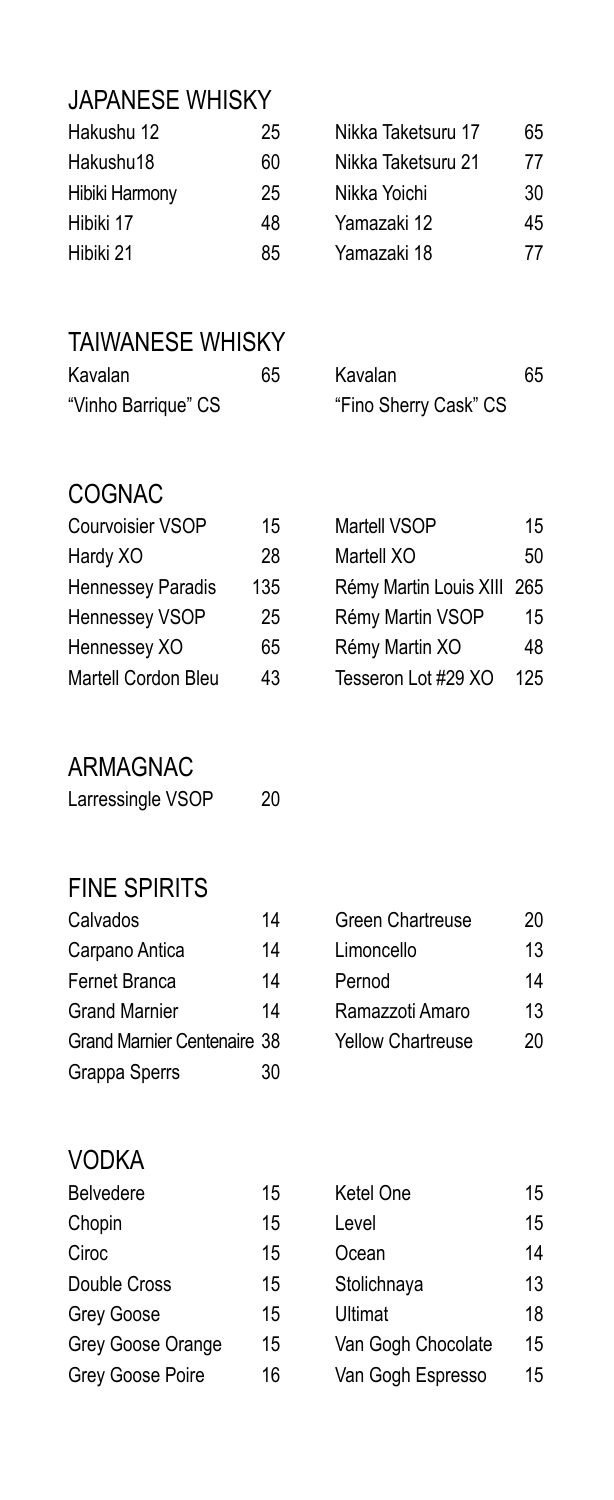## JAPANESE WHISKY

| | |
|---|---|
| Hakushu 12 | 25 |
| Hakushu18 | 60 |
| Hibiki Harmony | 25 |
| Hibiki 17 | 48 |
| Hibiki 21 | 85 |
| Nikka Taketsuru 17 | 65 |
| Nikka Taketsuru 21 | 77 |
| Nikka Yoichi | 30 |
| Yamazaki 12 | 45 |
| Yamazaki 18 | 77 |

## TAIWANESE WHISKY

| | |
|---|---|
| Kavalan "Vinho Barrique" CS | 65 |
| Kavalan "Fino Sherry Cask" CS | 65 |

## COGNAC

| | |
|---|---|
| Courvoisier VSOP | 15 |
| Hardy XO | 28 |
| Hennessey Paradis | 135 |
| Hennessey VSOP | 25 |
| Hennessey XO | 65 |
| Martell Cordon Bleu | 43 |
| Martell VSOP | 15 |
| Martell XO | 50 |
| Rémy Martin Louis XIII | 265 |
| Rémy Martin VSOP | 15 |
| Rémy Martin XO | 48 |
| Tesseron Lot #29 XO | 125 |

## ARMAGNAC

| | |
|---|---|
| Larressingle VSOP | 20 |

## FINE SPIRITS

| | |
|---|---|
| Calvados | 14 |
| Carpano Antica | 14 |
| Fernet Branca | 14 |
| Grand Marnier | 14 |
| Grand Marnier Centenaire | 38 |
| Grappa Sperrs | 30 |
| Green Chartreuse | 20 |
| Limoncello | 13 |
| Pernod | 14 |
| Ramazzoti Amaro | 13 |
| Yellow Chartreuse | 20 |

## VODKA

| | |
|---|---|
| Belvedere | 15 |
| Chopin | 15 |
| Ciroc | 15 |
| Double Cross | 15 |
| Grey Goose | 15 |
| Grey Goose Orange | 15 |
| Grey Goose Poire | 16 |
| Ketel One | 15 |
| Level | 15 |
| Ocean | 14 |
| Stolichnaya | 13 |
| Ultimat | 18 |
| Van Gogh Chocolate | 15 |
| Van Gogh Espresso | 15 |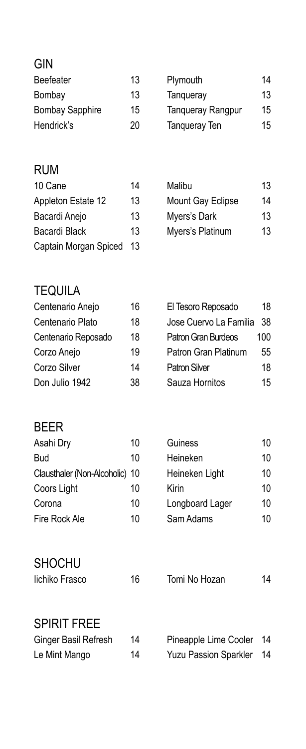## GIN

| | | | |
|---|---|---|---|
| Beefeater | 13 | Plymouth | 14 |
| Bombay | 13 | Tanqueray | 13 |
| Bombay Sapphire | 15 | Tanqueray Rangpur | 15 |
| Hendrick's | 20 | Tanqueray Ten | 15 |

## RUM

| | | | |
|---|---|---|---|
| 10 Cane | 14 | Malibu | 13 |
| Appleton Estate 12 | 13 | Mount Gay Eclipse | 14 |
| Bacardi Anejo | 13 | Myers's Dark | 13 |
| Bacardi Black | 13 | Myers's Platinum | 13 |
| Captain Morgan Spiced | 13 | | |

## TEQUILA

| | | | |
|---|---|---|---|
| Centenario Anejo | 16 | El Tesoro Reposado | 18 |
| Centenario Plato | 18 | Jose Cuervo La Familia | 38 |
| Centenario Reposado | 18 | Patron Gran Burdeos | 100 |
| Corzo Anejo | 19 | Patron Gran Platinum | 55 |
| Corzo Silver | 14 | Patron Silver | 18 |
| Don Julio 1942 | 38 | Sauza Hornitos | 15 |

## BEER

| | | | |
|---|---|---|---|
| Asahi Dry | 10 | Guiness | 10 |
| Bud | 10 | Heineken | 10 |
| Clausthaler (Non-Alcoholic) | 10 | Heineken Light | 10 |
| Coors Light | 10 | Kirin | 10 |
| Corona | 10 | Longboard Lager | 10 |
| Fire Rock Ale | 10 | Sam Adams | 10 |

## SHOCHU

| | | | |
|---|---|---|---|
| Iichiko Frasco | 16 | Tomi No Hozan | 14 |

## SPIRIT FREE

| | | | |
|---|---|---|---|
| Ginger Basil Refresh | 14 | Pineapple Lime Cooler | 14 |
| Le Mint Mango | 14 | Yuzu Passion Sparkler | 14 |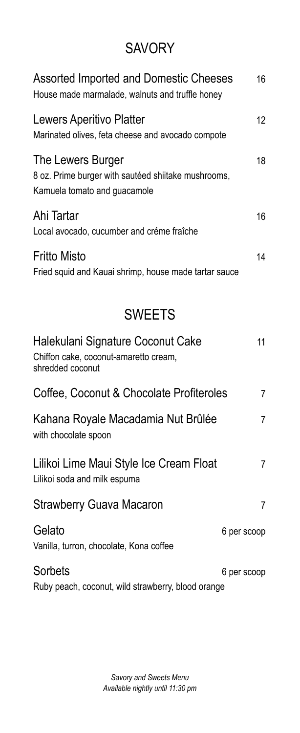# SAVORY

**Assorted Imported and Domestic Cheeses** 16
House made marmalade, walnuts and truffle honey

**Lewers Aperitivo Platter** 12
Marinated olives, feta cheese and avocado compote

**The Lewers Burger** 18
8 oz. Prime burger with sautéed shiitake mushrooms, Kamuela tomato and guacamole

**Ahi Tartar** 16
Local avocado, cucumber and créme fraîche

**Fritto Misto** 14
Fried squid and Kauai shrimp, house made tartar sauce

# SWEETS

**Halekulani Signature Coconut Cake** 11
Chiffon cake, coconut-amaretto cream, shredded coconut

**Coffee, Coconut & Chocolate Profiteroles** 7

**Kahana Royale Macadamia Nut Brûlée** 7
with chocolate spoon

**Lilikoi Lime Maui Style Ice Cream Float** 7
Lilikoi soda and milk espuma

**Strawberry Guava Macaron** 7

**Gelato** 6 per scoop
Vanilla, turron, chocolate, Kona coffee

**Sorbets** 6 per scoop
Ruby peach, coconut, wild strawberry, blood orange

*Savory and Sweets Menu*
*Available nightly until 11:30 pm*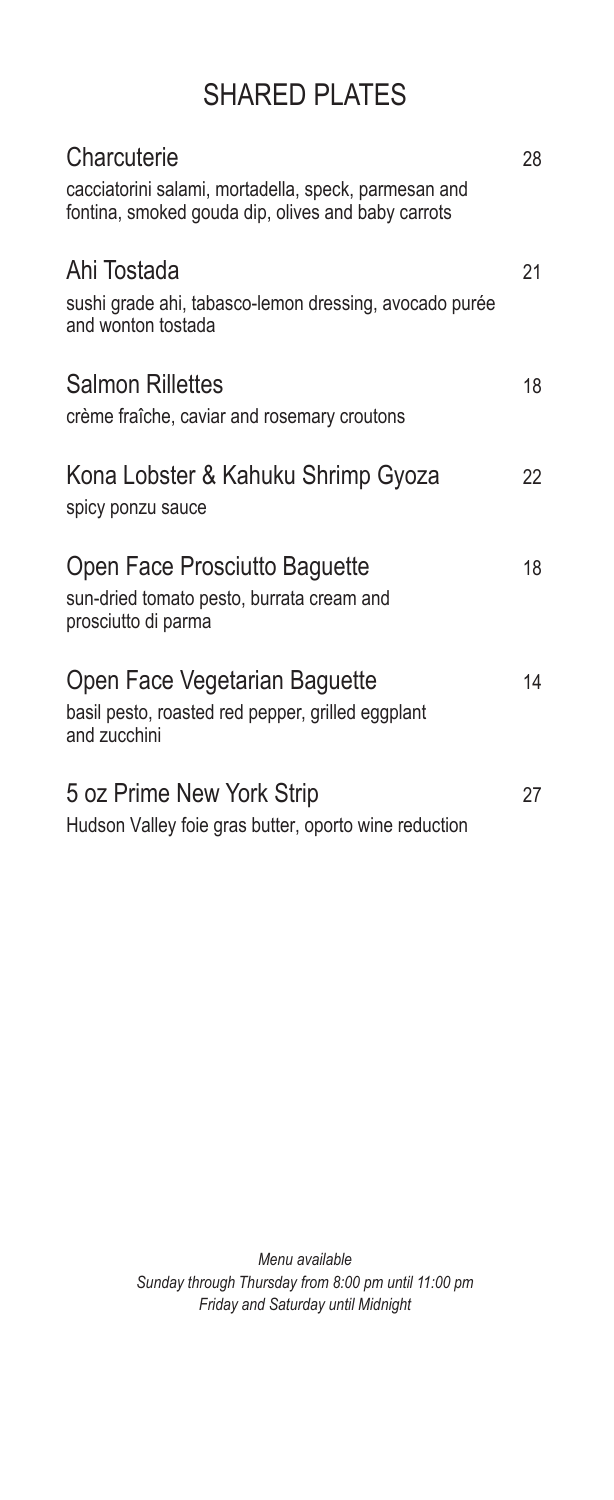# SHARED PLATES

**Charcuterie** 28
cacciatorini salami, mortadella, speck, parmesan and fontina, smoked gouda dip, olives and baby carrots

**Ahi Tostada** 21
sushi grade ahi, tabasco-lemon dressing, avocado purée and wonton tostada

**Salmon Rillettes** 18
crème fraîche, caviar and rosemary croutons

**Kona Lobster & Kahuku Shrimp Gyoza** 22
spicy ponzu sauce

**Open Face Prosciutto Baguette** 18
sun-dried tomato pesto, burrata cream and prosciutto di parma

**Open Face Vegetarian Baguette** 14
basil pesto, roasted red pepper, grilled eggplant and zucchini

**5 oz Prime New York Strip** 27
Hudson Valley foie gras butter, oporto wine reduction

*Menu available*
*Sunday through Thursday from 8:00 pm until 11:00 pm*
*Friday and Saturday until Midnight*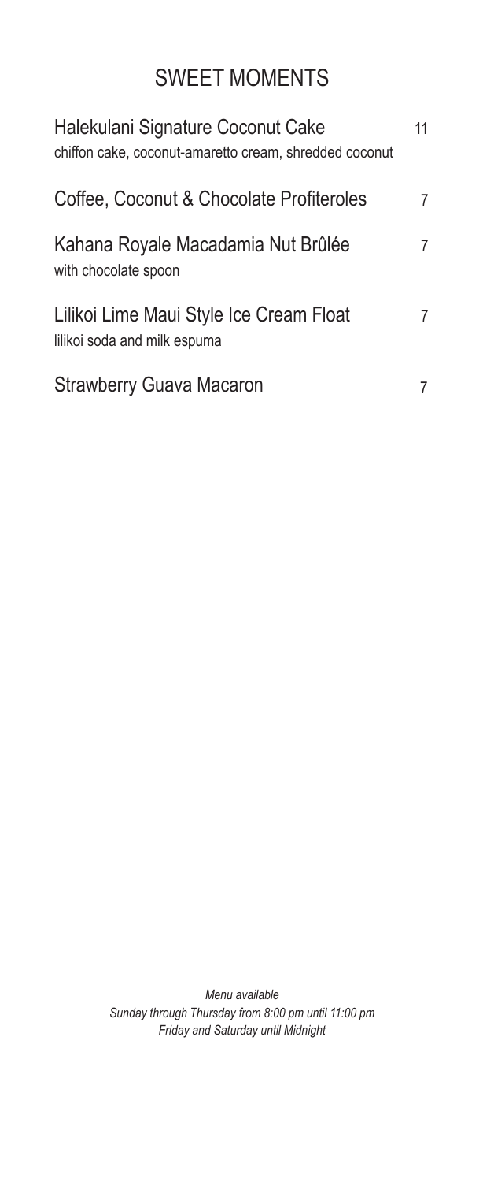# SWEET MOMENTS

| | |
|---|---|
| Halekulani Signature Coconut Cake<br>chiffon cake, coconut-amaretto cream, shredded coconut | 11 |
| Coffee, Coconut & Chocolate Profiteroles | 7 |
| Kahana Royale Macadamia Nut Brûlée<br>with chocolate spoon | 7 |
| Lilikoi Lime Maui Style Ice Cream Float<br>lilikoi soda and milk espuma | 7 |
| Strawberry Guava Macaron | 7 |

*Menu available*
*Sunday through Thursday from 8:00 pm until 11:00 pm*
*Friday and Saturday until Midnight*